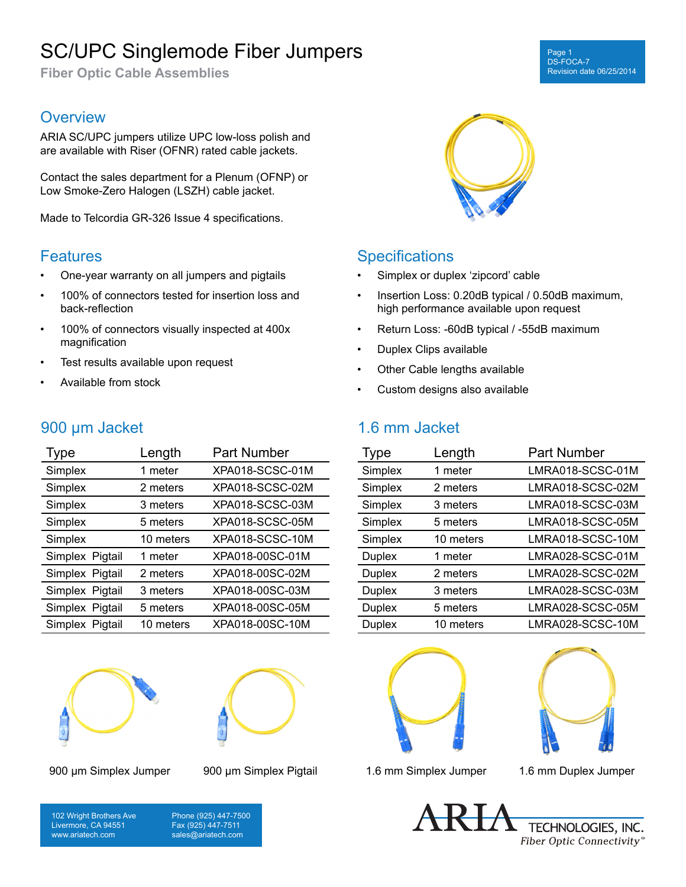# SC/UPC Singlemode Fiber Jumpers

**Fiber Optic Cable Assemblies**

## Overview

ARIA SC/UPC jumpers utilize UPC low-loss polish and are available with Riser (OFNR) rated cable jackets.

Contact the sales department for a Plenum (OFNP) or Low Smoke-Zero Halogen (LSZH) cable jacket.

Made to Telcordia GR-326 Issue 4 specifications.

## Features

- One-year warranty on all jumpers and pigtails
- 100% of connectors tested for insertion loss and back-reflection
- 100% of connectors visually inspected at 400x magnification
- Test results available upon request
- Available from stock

## Specifications

- Simplex or duplex 'zipcord' cable
- Insertion Loss: 0.20dB typical / 0.50dB maximum, high performance available upon request
- Return Loss: -60dB typical / -55dB maximum
- Duplex Clips available
- Other Cable lengths available
- Custom designs also available

## 900 µm Jacket

| Type | Length | Part Number |
|---|---|---|
| Simplex | 1 meter | XPA018-SCSC-01M |
| Simplex | 2 meters | XPA018-SCSC-02M |
| Simplex | 3 meters | XPA018-SCSC-03M |
| Simplex | 5 meters | XPA018-SCSC-05M |
| Simplex | 10 meters | XPA018-SCSC-10M |
| Simplex Pigtail | 1 meter | XPA018-00SC-01M |
| Simplex Pigtail | 2 meters | XPA018-00SC-02M |
| Simplex Pigtail | 3 meters | XPA018-00SC-03M |
| Simplex Pigtail | 5 meters | XPA018-00SC-05M |
| Simplex Pigtail | 10 meters | XPA018-00SC-10M |

## 1.6 mm Jacket

| Type | Length | Part Number |
|---|---|---|
| Simplex | 1 meter | LMRA018-SCSC-01M |
| Simplex | 2 meters | LMRA018-SCSC-02M |
| Simplex | 3 meters | LMRA018-SCSC-03M |
| Simplex | 5 meters | LMRA018-SCSC-05M |
| Simplex | 10 meters | LMRA018-SCSC-10M |
| Duplex | 1 meter | LMRA028-SCSC-01M |
| Duplex | 2 meters | LMRA028-SCSC-02M |
| Duplex | 3 meters | LMRA028-SCSC-03M |
| Duplex | 5 meters | LMRA028-SCSC-05M |
| Duplex | 10 meters | LMRA028-SCSC-10M |

900 µm Simplex Jumper

900 µm Simplex Pigtail

1.6 mm Simplex Jumper

1.6 mm Duplex Jumper

102 Wright Brothers Ave
Livermore, CA 94551
www.ariatech.com

Phone (925) 447-7500
Fax (925) 447-7511
sales@ariatech.com

ARIA TECHNOLOGIES, INC.
*Fiber Optic Connectivity*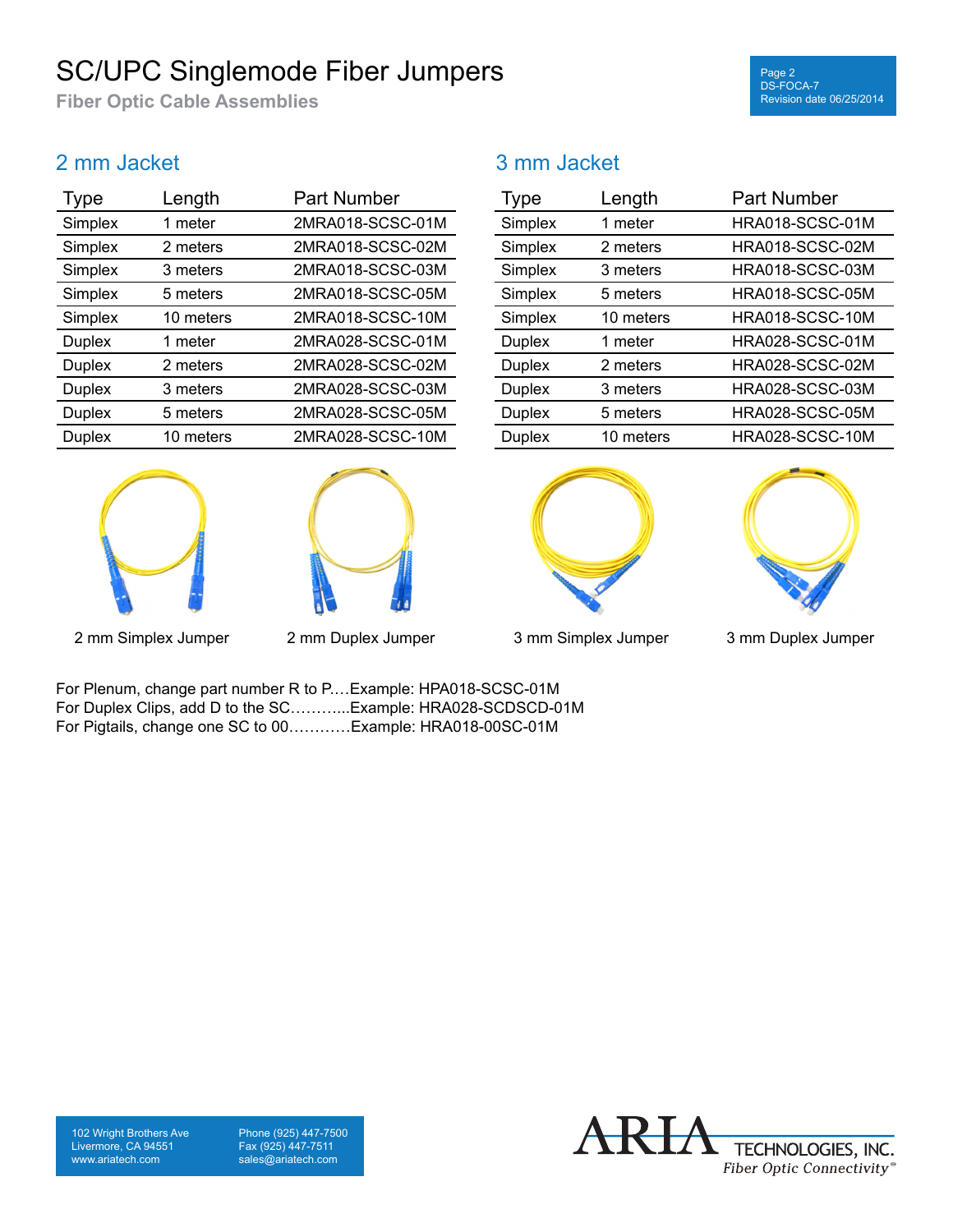# SC/UPC Singlemode Fiber Jumpers

**Fiber Optic Cable Assemblies**

## 2 mm Jacket

| Type | Length | Part Number |
|---|---|---|
| Simplex | 1 meter | 2MRA018-SCSC-01M |
| Simplex | 2 meters | 2MRA018-SCSC-02M |
| Simplex | 3 meters | 2MRA018-SCSC-03M |
| Simplex | 5 meters | 2MRA018-SCSC-05M |
| Simplex | 10 meters | 2MRA018-SCSC-10M |
| Duplex | 1 meter | 2MRA028-SCSC-01M |
| Duplex | 2 meters | 2MRA028-SCSC-02M |
| Duplex | 3 meters | 2MRA028-SCSC-03M |
| Duplex | 5 meters | 2MRA028-SCSC-05M |
| Duplex | 10 meters | 2MRA028-SCSC-10M |

## 3 mm Jacket

| Type | Length | Part Number |
|---|---|---|
| Simplex | 1 meter | HRA018-SCSC-01M |
| Simplex | 2 meters | HRA018-SCSC-02M |
| Simplex | 3 meters | HRA018-SCSC-03M |
| Simplex | 5 meters | HRA018-SCSC-05M |
| Simplex | 10 meters | HRA018-SCSC-10M |
| Duplex | 1 meter | HRA028-SCSC-01M |
| Duplex | 2 meters | HRA028-SCSC-02M |
| Duplex | 3 meters | HRA028-SCSC-03M |
| Duplex | 5 meters | HRA028-SCSC-05M |
| Duplex | 10 meters | HRA028-SCSC-10M |

2 mm Simplex Jumper

2 mm Duplex Jumper

3 mm Simplex Jumper

3 mm Duplex Jumper

For Plenum, change part number R to P….Example: HPA018-SCSC-01M
For Duplex Clips, add D to the SC………..Example: HRA028-SCDSCD-01M
For Pigtails, change one SC to 00…………Example: HRA018-00SC-01M

102 Wright Brothers Ave
Livermore, CA 94551
www.ariatech.com

Phone (925) 447-7500
Fax (925) 447-7511
sales@ariatech.com

ARIA TECHNOLOGIES, INC.
*Fiber Optic Connectivity®*